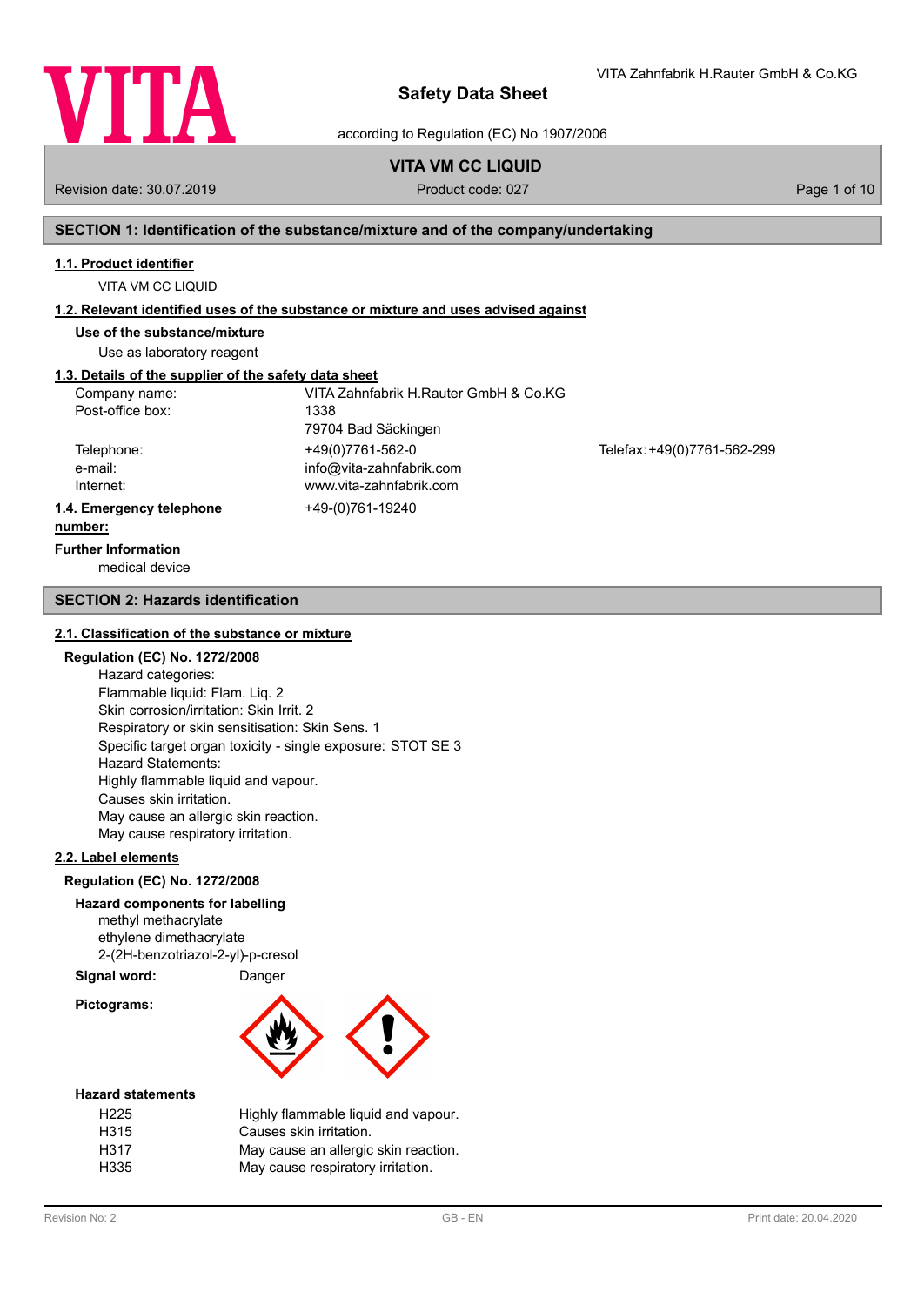# Safety Data Sheet

according to Regulation (EC) No 1907/2006

**VITA VM CC LIQUID**

Revision date: 30.07.2019 | Product code: 027

## SECTION 1: Identification of the substance/mixture and of the company/undertaking

### 1.1. Product identifier

VITA VM CC LIQUID

### 1.2. Relevant identified uses of the substance or mixture and uses advised against

**Use of the substance/mixture**

Use as laboratory reagent

### 1.3. Details of the supplier of the safety data sheet

| | | |
|---|---|---|
| Company name: | VITA Zahnfabrik H.Rauter GmbH & Co.KG | |
| Post-office box: | 1338 | |
| | 79704 Bad Säckingen | |
| Telephone: | +49(0)7761-562-0 | Telefax: +49(0)7761-562-299 |
| e-mail: | info@vita-zahnfabrik.com | |
| Internet: | www.vita-zahnfabrik.com | |

### 1.4. Emergency telephone number:

+49-(0)761-19240

**Further Information**

medical device

## SECTION 2: Hazards identification

### 2.1. Classification of the substance or mixture

**Regulation (EC) No. 1272/2008**

Hazard categories:
Flammable liquid: Flam. Liq. 2
Skin corrosion/irritation: Skin Irrit. 2
Respiratory or skin sensitisation: Skin Sens. 1
Specific target organ toxicity - single exposure: STOT SE 3
Hazard Statements:
Highly flammable liquid and vapour.
Causes skin irritation.
May cause an allergic skin reaction.
May cause respiratory irritation.

### 2.2. Label elements

**Regulation (EC) No. 1272/2008**

**Hazard components for labelling**

methyl methacrylate
ethylene dimethacrylate
2-(2H-benzotriazol-2-yl)-p-cresol

**Signal word:** Danger

**Pictograms:**

**Hazard statements**

| | |
|---|---|
| H225 | Highly flammable liquid and vapour. |
| H315 | Causes skin irritation. |
| H317 | May cause an allergic skin reaction. |
| H335 | May cause respiratory irritation. |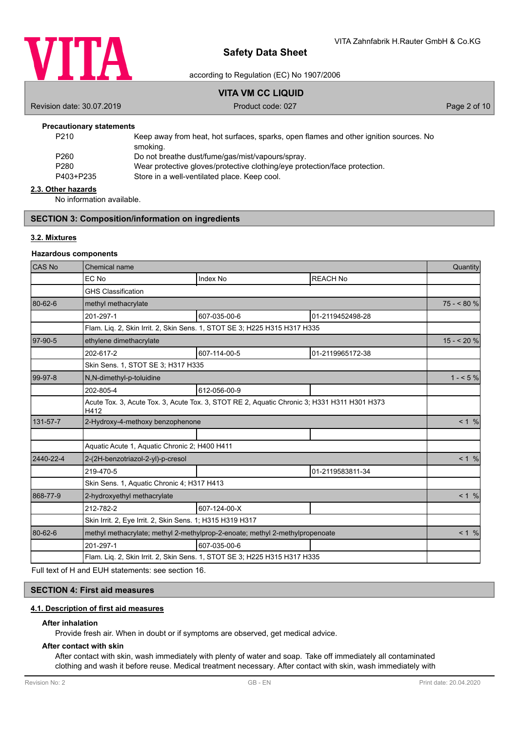**Precautionary statements**

| | |
|---|---|
| P210 | Keep away from heat, hot surfaces, sparks, open flames and other ignition sources. No smoking. |
| P260 | Do not breathe dust/fume/gas/mist/vapours/spray. |
| P280 | Wear protective gloves/protective clothing/eye protection/face protection. |
| P403+P235 | Store in a well-ventilated place. Keep cool. |

### 2.3. Other hazards

No information available.

## SECTION 3: Composition/information on ingredients

### 3.2. Mixtures

**Hazardous components**

| CAS No | Chemical name | | | Quantity |
|---|---|---|---|---|
| | EC No | Index No | REACH No | |
| | GHS Classification | | | |
| 80-62-6 | methyl methacrylate | | | 75 - < 80 % |
| | 201-297-1 | 607-035-00-6 | 01-2119452498-28 | |
| | Flam. Liq. 2, Skin Irrit. 2, Skin Sens. 1, STOT SE 3; H225 H315 H317 H335 | | | |
| 97-90-5 | ethylene dimethacrylate | | | 15 - < 20 % |
| | 202-617-2 | 607-114-00-5 | 01-2119965172-38 | |
| | Skin Sens. 1, STOT SE 3; H317 H335 | | | |
| 99-97-8 | N,N-dimethyl-p-toluidine | | | 1 - < 5 % |
| | 202-805-4 | 612-056-00-9 | | |
| | Acute Tox. 3, Acute Tox. 3, Acute Tox. 3, STOT RE 2, Aquatic Chronic 3; H331 H311 H301 H373 H412 | | | |
| 131-57-7 | 2-Hydroxy-4-methoxy benzophenone | | | < 1 % |
| | | | | |
| | Aquatic Acute 1, Aquatic Chronic 2; H400 H411 | | | |
| 2440-22-4 | 2-(2H-benzotriazol-2-yl)-p-cresol | | | < 1 % |
| | 219-470-5 | | 01-2119583811-34 | |
| | Skin Sens. 1, Aquatic Chronic 4; H317 H413 | | | |
| 868-77-9 | 2-hydroxyethyl methacrylate | | | < 1 % |
| | 212-782-2 | 607-124-00-X | | |
| | Skin Irrit. 2, Eye Irrit. 2, Skin Sens. 1; H315 H319 H317 | | | |
| 80-62-6 | methyl methacrylate; methyl 2-methylprop-2-enoate; methyl 2-methylpropenoate | | | < 1 % |
| | 201-297-1 | 607-035-00-6 | | |
| | Flam. Liq. 2, Skin Irrit. 2, Skin Sens. 1, STOT SE 3; H225 H315 H317 H335 | | | |

Full text of H and EUH statements: see section 16.

## SECTION 4: First aid measures

### 4.1. Description of first aid measures

**After inhalation**

Provide fresh air. When in doubt or if symptoms are observed, get medical advice.

**After contact with skin**

After contact with skin, wash immediately with plenty of water and soap. Take off immediately all contaminated clothing and wash it before reuse. Medical treatment necessary. After contact with skin, wash immediately with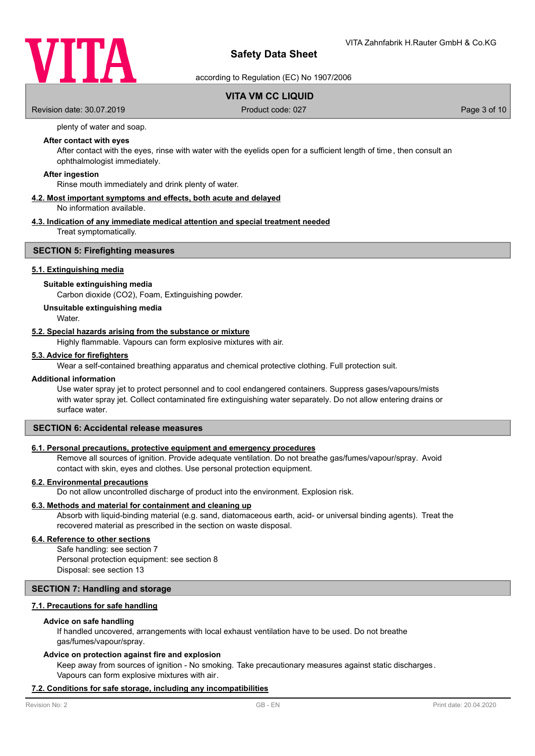plenty of water and soap.

**After contact with eyes**

After contact with the eyes, rinse with water with the eyelids open for a sufficient length of time, then consult an ophthalmologist immediately.

**After ingestion**

Rinse mouth immediately and drink plenty of water.

**4.2. Most important symptoms and effects, both acute and delayed**

No information available.

**4.3. Indication of any immediate medical attention and special treatment needed**

Treat symptomatically.

## SECTION 5: Firefighting measures

**5.1. Extinguishing media**

**Suitable extinguishing media**

Carbon dioxide ($CO_2$), Foam, Extinguishing powder.

**Unsuitable extinguishing media**

Water.

**5.2. Special hazards arising from the substance or mixture**

Highly flammable. Vapours can form explosive mixtures with air.

**5.3. Advice for firefighters**

Wear a self-contained breathing apparatus and chemical protective clothing. Full protection suit.

**Additional information**

Use water spray jet to protect personnel and to cool endangered containers. Suppress gases/vapours/mists with water spray jet. Collect contaminated fire extinguishing water separately. Do not allow entering drains or surface water.

## SECTION 6: Accidental release measures

**6.1. Personal precautions, protective equipment and emergency procedures**

Remove all sources of ignition. Provide adequate ventilation. Do not breathe gas/fumes/vapour/spray. Avoid contact with skin, eyes and clothes. Use personal protection equipment.

**6.2. Environmental precautions**

Do not allow uncontrolled discharge of product into the environment. Explosion risk.

**6.3. Methods and material for containment and cleaning up**

Absorb with liquid-binding material (e.g. sand, diatomaceous earth, acid- or universal binding agents). Treat the recovered material as prescribed in the section on waste disposal.

**6.4. Reference to other sections**

Safe handling: see section 7
Personal protection equipment: see section 8
Disposal: see section 13

## SECTION 7: Handling and storage

**7.1. Precautions for safe handling**

**Advice on safe handling**

If handled uncovered, arrangements with local exhaust ventilation have to be used. Do not breathe gas/fumes/vapour/spray.

**Advice on protection against fire and explosion**

Keep away from sources of ignition - No smoking. Take precautionary measures against static discharges. Vapours can form explosive mixtures with air.

**7.2. Conditions for safe storage, including any incompatibilities**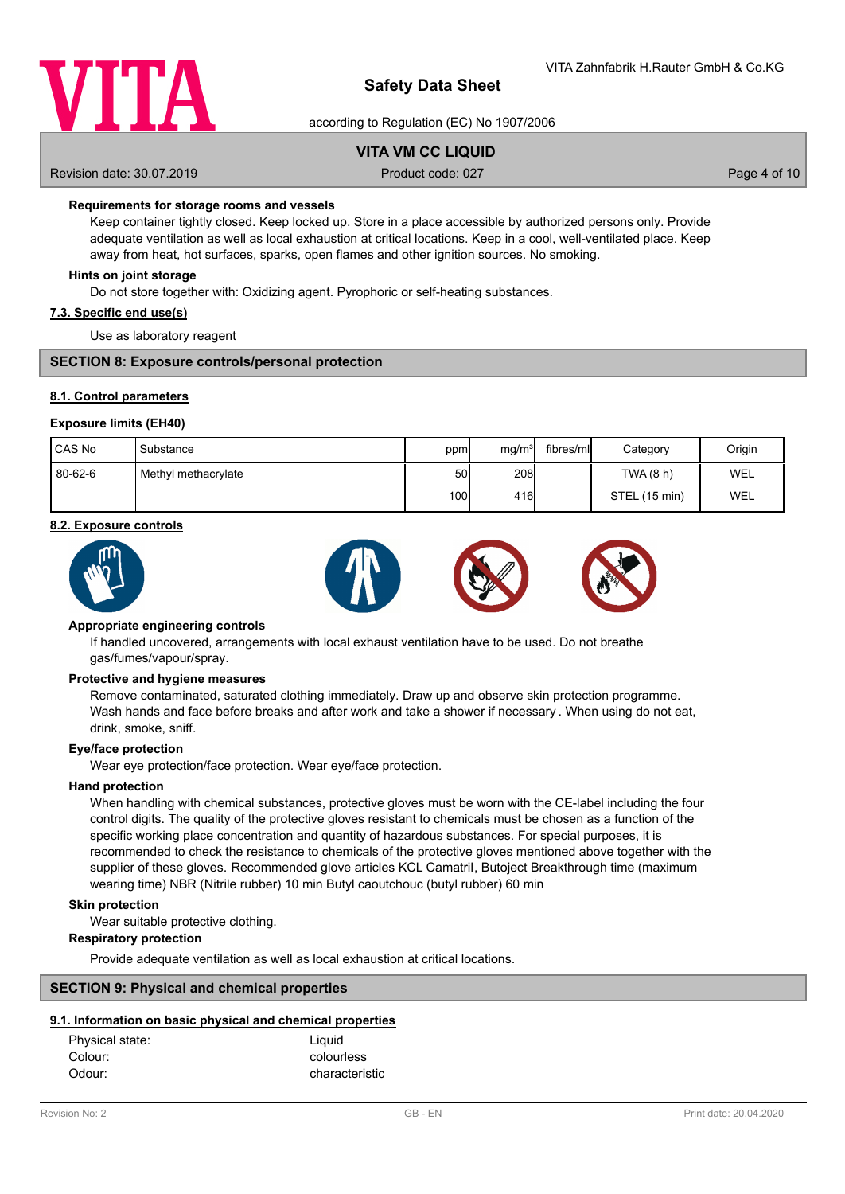**Requirements for storage rooms and vessels**

Keep container tightly closed. Keep locked up. Store in a place accessible by authorized persons only. Provide adequate ventilation as well as local exhaustion at critical locations. Keep in a cool, well-ventilated place. Keep away from heat, hot surfaces, sparks, open flames and other ignition sources. No smoking.

**Hints on joint storage**

Do not store together with: Oxidizing agent. Pyrophoric or self-heating substances.

**7.3. Specific end use(s)**

Use as laboratory reagent

## SECTION 8: Exposure controls/personal protection

**8.1. Control parameters**

**Exposure limits (EH40)**

| CAS No | Substance | ppm | mg/m³ | fibres/ml | Category | Origin |
|---|---|---|---|---|---|---|
| 80-62-6 | Methyl methacrylate | 50 | 208 | | TWA (8 h) | WEL |
| | | 100 | 416 | | STEL (15 min) | WEL |

**8.2. Exposure controls**

**Appropriate engineering controls**

If handled uncovered, arrangements with local exhaust ventilation have to be used. Do not breathe gas/fumes/vapour/spray.

**Protective and hygiene measures**

Remove contaminated, saturated clothing immediately. Draw up and observe skin protection programme. Wash hands and face before breaks and after work and take a shower if necessary . When using do not eat, drink, smoke, sniff.

**Eye/face protection**

Wear eye protection/face protection. Wear eye/face protection.

**Hand protection**

When handling with chemical substances, protective gloves must be worn with the CE-label including the four control digits. The quality of the protective gloves resistant to chemicals must be chosen as a function of the specific working place concentration and quantity of hazardous substances. For special purposes, it is recommended to check the resistance to chemicals of the protective gloves mentioned above together with the supplier of these gloves. Recommended glove articles KCL Camatril, Butoject Breakthrough time (maximum wearing time) NBR (Nitrile rubber) 10 min Butyl caoutchouc (butyl rubber) 60 min

**Skin protection**

Wear suitable protective clothing.

**Respiratory protection**

Provide adequate ventilation as well as local exhaustion at critical locations.

## SECTION 9: Physical and chemical properties

**9.1. Information on basic physical and chemical properties**

| | |
|---|---|
| Physical state: | Liquid |
| Colour: | colourless |
| Odour: | characteristic |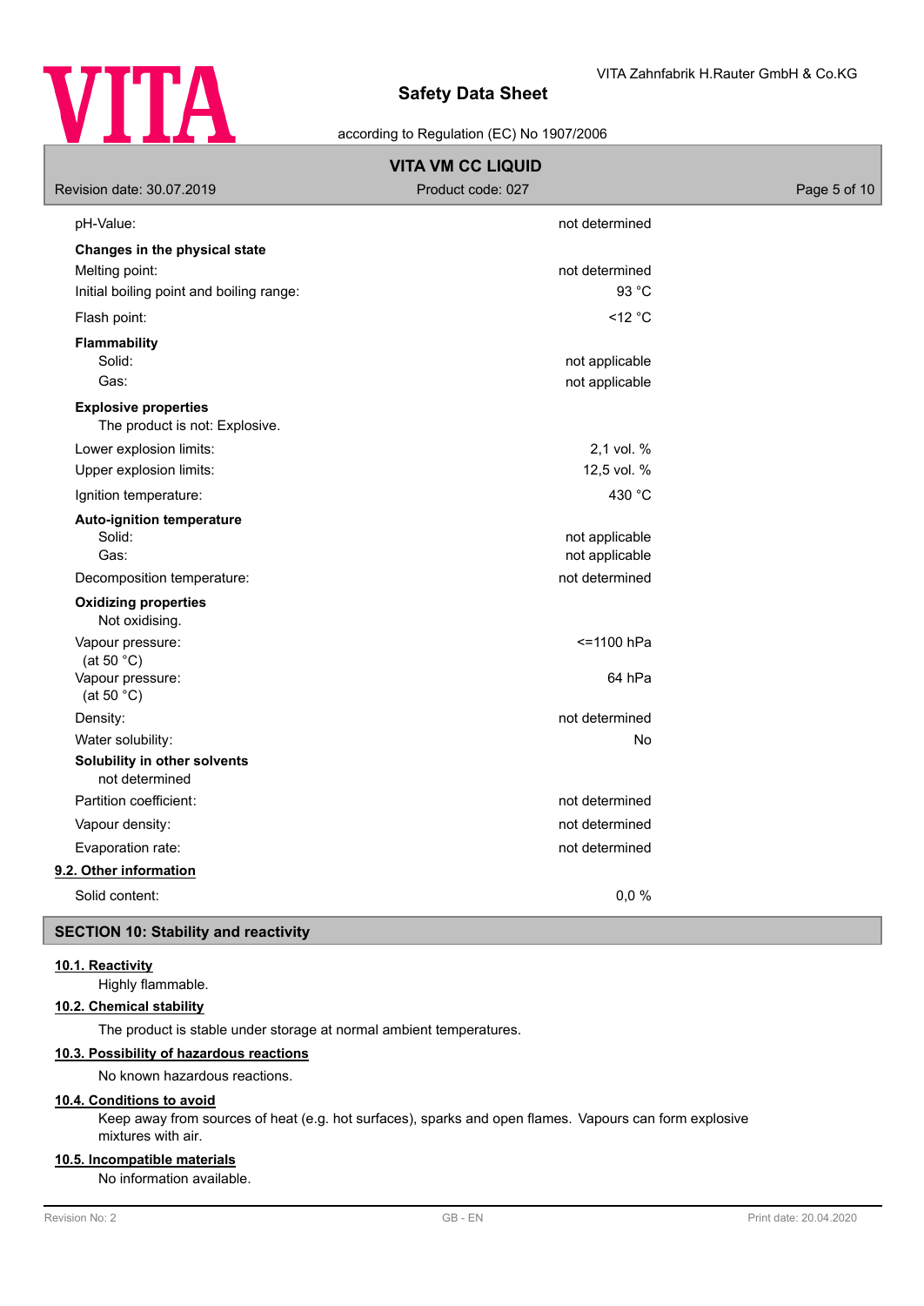| | |
|---|---|
| pH-Value: | not determined |
| **Changes in the physical state** | |
| Melting point: | not determined |
| Initial boiling point and boiling range: | 93 °C |
| Flash point: | <12 °C |
| **Flammability** | |
| Solid: | not applicable |
| Gas: | not applicable |
| **Explosive properties** | |
| The product is not: Explosive. | |
| Lower explosion limits: | 2,1 vol. % |
| Upper explosion limits: | 12,5 vol. % |
| Ignition temperature: | 430 °C |
| **Auto-ignition temperature** | |
| Solid: | not applicable |
| Gas: | not applicable |
| Decomposition temperature: | not determined |
| **Oxidizing properties** | |
| Not oxidising. | |
| Vapour pressure: (at 50 °C) | <=1100 hPa |
| Vapour pressure: (at 50 °C) | 64 hPa |
| Density: | not determined |
| Water solubility: | No |
| **Solubility in other solvents** | |
| not determined | |
| Partition coefficient: | not determined |
| Vapour density: | not determined |
| Evaporation rate: | not determined |

### 9.2. Other information

| | |
|---|---|
| Solid content: | 0,0 % |

## SECTION 10: Stability and reactivity

### 10.1. Reactivity

Highly flammable.

### 10.2. Chemical stability

The product is stable under storage at normal ambient temperatures.

### 10.3. Possibility of hazardous reactions

No known hazardous reactions.

### 10.4. Conditions to avoid

Keep away from sources of heat (e.g. hot surfaces), sparks and open flames. Vapours can form explosive mixtures with air.

### 10.5. Incompatible materials

No information available.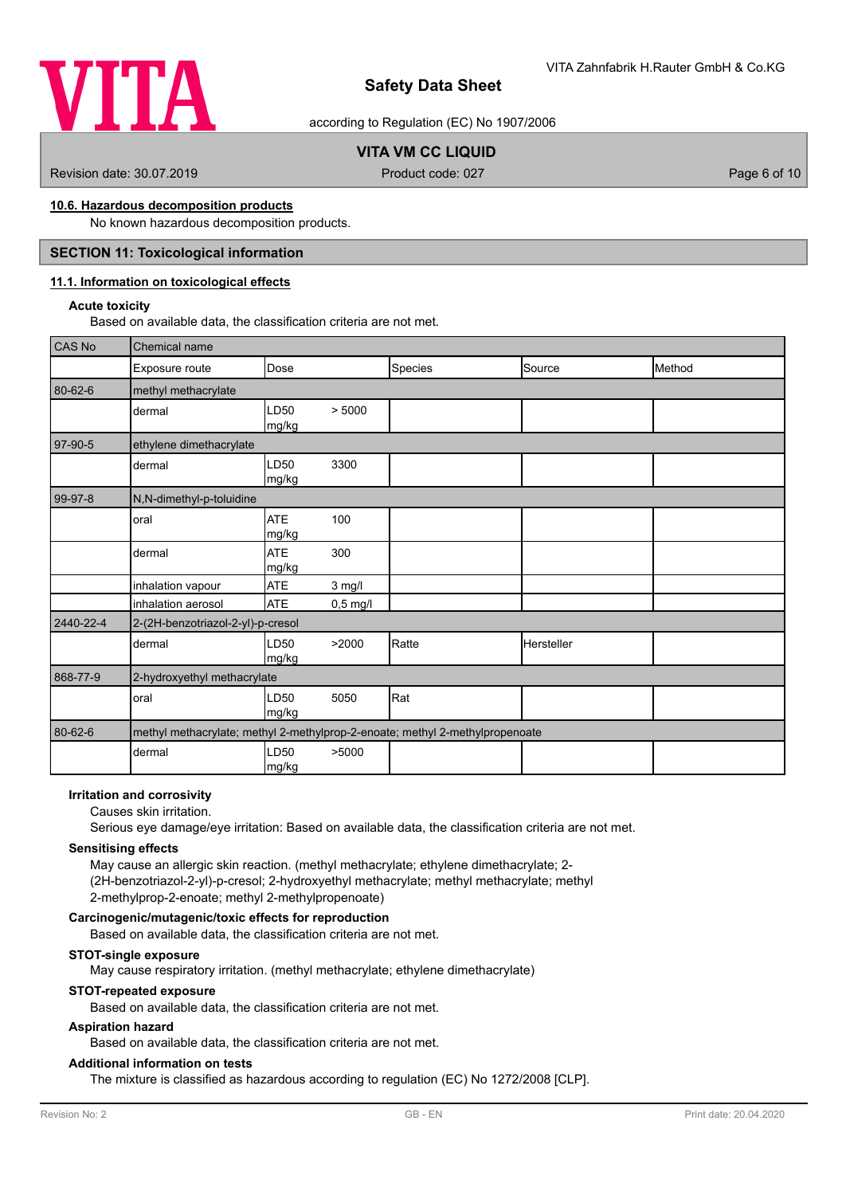#### 10.6. Hazardous decomposition products

No known hazardous decomposition products.

## SECTION 11: Toxicological information

### 11.1. Information on toxicological effects

**Acute toxicity**

Based on available data, the classification criteria are not met.

| CAS No | Chemical name | | | | | |
|---|---|---|---|---|---|---|
| | Exposure route | Dose | | Species | Source | Method |
| 80-62-6 | methyl methacrylate | | | | | |
| | dermal | LD50 mg/kg | > 5000 | | | |
| 97-90-5 | ethylene dimethacrylate | | | | | |
| | dermal | LD50 mg/kg | 3300 | | | |
| 99-97-8 | N,N-dimethyl-p-toluidine | | | | | |
| | oral | ATE mg/kg | 100 | | | |
| | dermal | ATE mg/kg | 300 | | | |
| | inhalation vapour | ATE | 3 mg/l | | | |
| | inhalation aerosol | ATE | 0,5 mg/l | | | |
| 2440-22-4 | 2-(2H-benzotriazol-2-yl)-p-cresol | | | | | |
| | dermal | LD50 mg/kg | >2000 | Ratte | Hersteller | |
| 868-77-9 | 2-hydroxyethyl methacrylate | | | | | |
| | oral | LD50 mg/kg | 5050 | Rat | | |
| 80-62-6 | methyl methacrylate; methyl 2-methylprop-2-enoate; methyl 2-methylpropenoate | | | | | |
| | dermal | LD50 mg/kg | >5000 | | | |

**Irritation and corrosivity**

Causes skin irritation.

Serious eye damage/eye irritation: Based on available data, the classification criteria are not met.

**Sensitising effects**

May cause an allergic skin reaction. (methyl methacrylate; ethylene dimethacrylate; 2-(2H-benzotriazol-2-yl)-p-cresol; 2-hydroxyethyl methacrylate; methyl methacrylate; methyl 2-methylprop-2-enoate; methyl 2-methylpropenoate)

**Carcinogenic/mutagenic/toxic effects for reproduction**

Based on available data, the classification criteria are not met.

**STOT-single exposure**

May cause respiratory irritation. (methyl methacrylate; ethylene dimethacrylate)

**STOT-repeated exposure**

Based on available data, the classification criteria are not met.

**Aspiration hazard**

Based on available data, the classification criteria are not met.

**Additional information on tests**

The mixture is classified as hazardous according to regulation (EC) No 1272/2008 [CLP].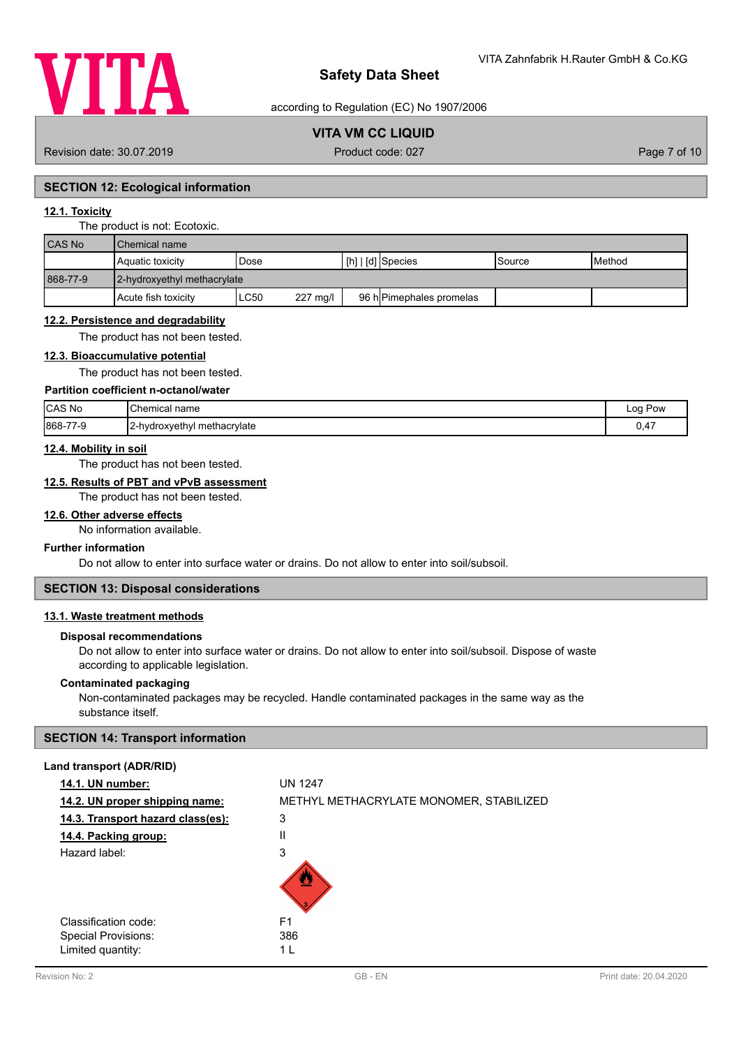## SECTION 12: Ecological information

### 12.1. Toxicity

The product is not: Ecotoxic.

| CAS No | Chemical name | | | | | |
|---|---|---|---|---|---|---|
| | Aquatic toxicity | Dose | [h] \| [d] | Species | Source | Method |
| 868-77-9 | 2-hydroxyethyl methacrylate | | | | | |
| | Acute fish toxicity | LC50 227 mg/l | 96 h | Pimephales promelas | | |

### 12.2. Persistence and degradability

The product has not been tested.

### 12.3. Bioaccumulative potential

The product has not been tested.

**Partition coefficient n-octanol/water**

| CAS No | Chemical name | Log Pow |
|---|---|---|
| 868-77-9 | 2-hydroxyethyl methacrylate | 0,47 |

### 12.4. Mobility in soil

The product has not been tested.

### 12.5. Results of PBT and vPvB assessment

The product has not been tested.

### 12.6. Other adverse effects

No information available.

**Further information**

Do not allow to enter into surface water or drains. Do not allow to enter into soil/subsoil.

## SECTION 13: Disposal considerations

### 13.1. Waste treatment methods

**Disposal recommendations**

Do not allow to enter into surface water or drains. Do not allow to enter into soil/subsoil. Dispose of waste according to applicable legislation.

**Contaminated packaging**

Non-contaminated packages may be recycled. Handle contaminated packages in the same way as the substance itself.

## SECTION 14: Transport information

**Land transport (ADR/RID)**

**14.1. UN number:** UN 1247

**14.2. UN proper shipping name:** METHYL METHACRYLATE MONOMER, STABILIZED

**14.3. Transport hazard class(es):** 3

**14.4. Packing group:** II

Hazard label: 3

Classification code: F1

Special Provisions: 386

Limited quantity: 1 L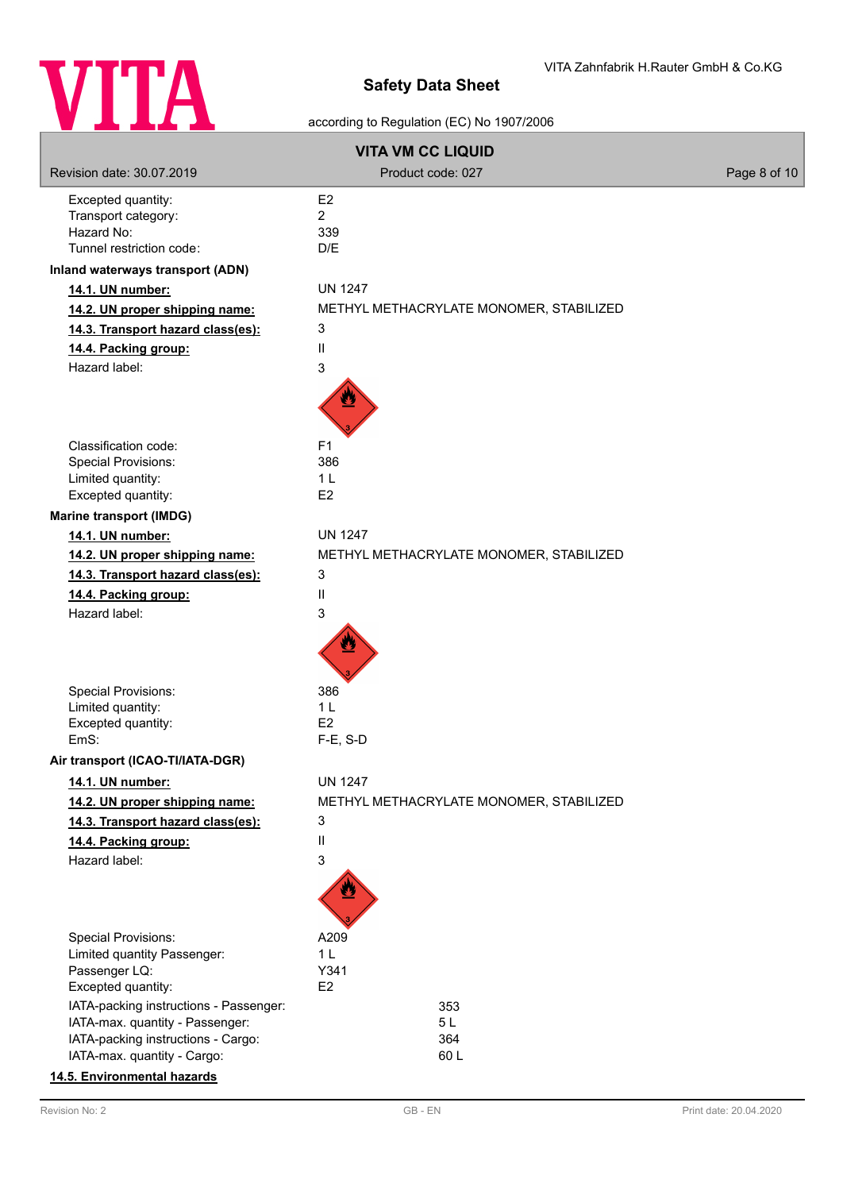Excepted quantity: E2
Transport category: 2
Hazard No: 339
Tunnel restriction code: D/E

**Inland waterways transport (ADN)**

| | |
|---|---|
| **14.1. UN number:** | UN 1247 |
| **14.2. UN proper shipping name:** | METHYL METHACRYLATE MONOMER, STABILIZED |
| **14.3. Transport hazard class(es):** | 3 |
| **14.4. Packing group:** | II |
| Hazard label: | 3 |
| Classification code: | F1 |
| Special Provisions: | 386 |
| Limited quantity: | 1 L |
| Excepted quantity: | E2 |

**Marine transport (IMDG)**

| | |
|---|---|
| **14.1. UN number:** | UN 1247 |
| **14.2. UN proper shipping name:** | METHYL METHACRYLATE MONOMER, STABILIZED |
| **14.3. Transport hazard class(es):** | 3 |
| **14.4. Packing group:** | II |
| Hazard label: | 3 |
| Special Provisions: | 386 |
| Limited quantity: | 1 L |
| Excepted quantity: | E2 |
| EmS: | F-E, S-D |

**Air transport (ICAO-TI/IATA-DGR)**

| | |
|---|---|
| **14.1. UN number:** | UN 1247 |
| **14.2. UN proper shipping name:** | METHYL METHACRYLATE MONOMER, STABILIZED |
| **14.3. Transport hazard class(es):** | 3 |
| **14.4. Packing group:** | II |
| Hazard label: | 3 |
| Special Provisions: | A209 |
| Limited quantity Passenger: | 1 L |
| Passenger LQ: | Y341 |
| Excepted quantity: | E2 |
| IATA-packing instructions - Passenger: | 353 |
| IATA-max. quantity - Passenger: | 5 L |
| IATA-packing instructions - Cargo: | 364 |
| IATA-max. quantity - Cargo: | 60 L |

**14.5. Environmental hazards**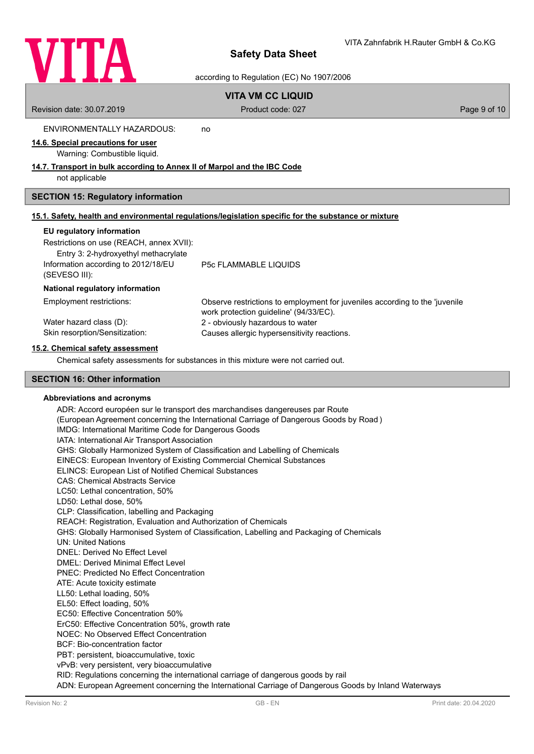ENVIRONMENTALLY HAZARDOUS: no

### 14.6. Special precautions for user

Warning: Combustible liquid.

### 14.7. Transport in bulk according to Annex II of Marpol and the IBC Code

not applicable

## SECTION 15: Regulatory information

### 15.1. Safety, health and environmental regulations/legislation specific for the substance or mixture

**EU regulatory information**

Restrictions on use (REACH, annex XVII):
Entry 3: 2-hydroxyethyl methacrylate

Information according to 2012/18/EU (SEVESO III): P5c FLAMMABLE LIQUIDS

**National regulatory information**

Employment restrictions: Observe restrictions to employment for juveniles according to the 'juvenile work protection guideline' (94/33/EC).

Water hazard class (D): 2 - obviously hazardous to water

Skin resorption/Sensitization: Causes allergic hypersensitivity reactions.

### 15.2. Chemical safety assessment

Chemical safety assessments for substances in this mixture were not carried out.

## SECTION 16: Other information

**Abbreviations and acronyms**

ADR: Accord européen sur le transport des marchandises dangereuses par Route
(European Agreement concerning the International Carriage of Dangerous Goods by Road )
IMDG: International Maritime Code for Dangerous Goods
IATA: International Air Transport Association
GHS: Globally Harmonized System of Classification and Labelling of Chemicals
EINECS: European Inventory of Existing Commercial Chemical Substances
ELINCS: European List of Notified Chemical Substances
CAS: Chemical Abstracts Service
LC50: Lethal concentration, 50%
LD50: Lethal dose, 50%
CLP: Classification, labelling and Packaging
REACH: Registration, Evaluation and Authorization of Chemicals
GHS: Globally Harmonised System of Classification, Labelling and Packaging of Chemicals
UN: United Nations
DNEL: Derived No Effect Level
DMEL: Derived Minimal Effect Level
PNEC: Predicted No Effect Concentration
ATE: Acute toxicity estimate
LL50: Lethal loading, 50%
EL50: Effect loading, 50%
EC50: Effective Concentration 50%
ErC50: Effective Concentration 50%, growth rate
NOEC: No Observed Effect Concentration
BCF: Bio-concentration factor
PBT: persistent, bioaccumulative, toxic
vPvB: very persistent, very bioaccumulative
RID: Regulations concerning the international carriage of dangerous goods by rail
ADN: European Agreement concerning the International Carriage of Dangerous Goods by Inland Waterways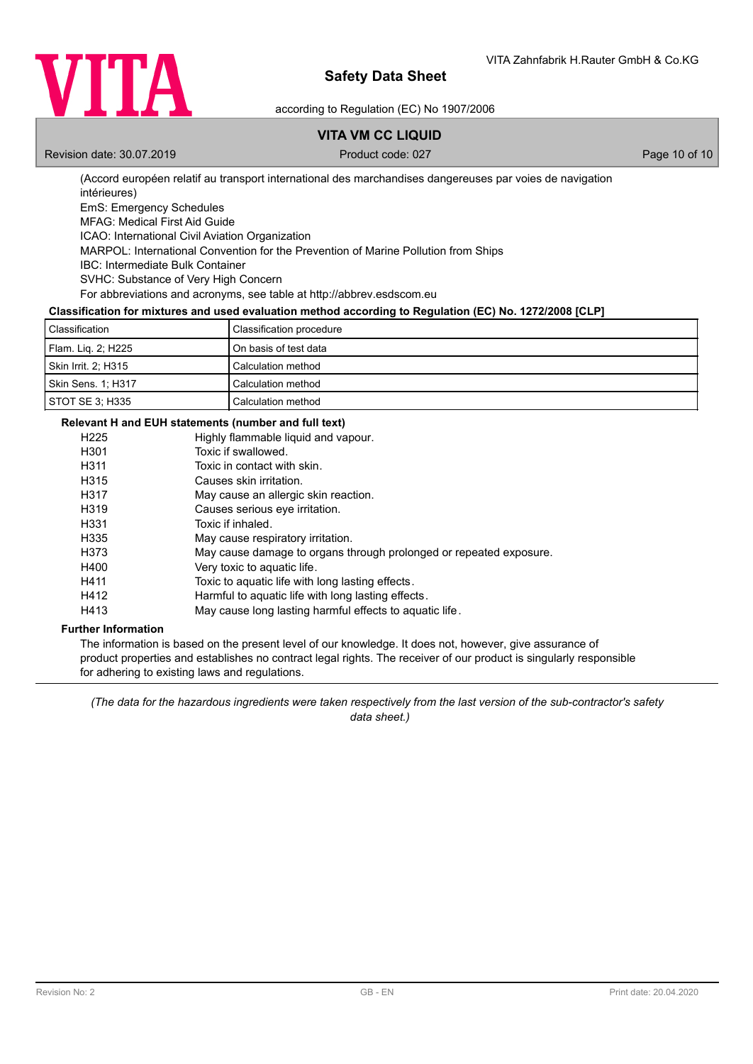(Accord européen relatif au transport international des marchandises dangereuses par voies de navigation intérieures)
EmS: Emergency Schedules
MFAG: Medical First Aid Guide
ICAO: International Civil Aviation Organization
MARPOL: International Convention for the Prevention of Marine Pollution from Ships
IBC: Intermediate Bulk Container
SVHC: Substance of Very High Concern
For abbreviations and acronyms, see table at http://abbrev.esdscom.eu

**Classification for mixtures and used evaluation method according to Regulation (EC) No. 1272/2008 [CLP]**

| Classification | Classification procedure |
|---|---|
| Flam. Liq. 2; H225 | On basis of test data |
| Skin Irrit. 2; H315 | Calculation method |
| Skin Sens. 1; H317 | Calculation method |
| STOT SE 3; H335 | Calculation method |

**Relevant H and EUH statements (number and full text)**

| | |
|---|---|
| H225 | Highly flammable liquid and vapour. |
| H301 | Toxic if swallowed. |
| H311 | Toxic in contact with skin. |
| H315 | Causes skin irritation. |
| H317 | May cause an allergic skin reaction. |
| H319 | Causes serious eye irritation. |
| H331 | Toxic if inhaled. |
| H335 | May cause respiratory irritation. |
| H373 | May cause damage to organs through prolonged or repeated exposure. |
| H400 | Very toxic to aquatic life. |
| H411 | Toxic to aquatic life with long lasting effects. |
| H412 | Harmful to aquatic life with long lasting effects. |
| H413 | May cause long lasting harmful effects to aquatic life. |

**Further Information**

The information is based on the present level of our knowledge. It does not, however, give assurance of product properties and establishes no contract legal rights. The receiver of our product is singularly responsible for adhering to existing laws and regulations.

*(The data for the hazardous ingredients were taken respectively from the last version of the sub-contractor's safety data sheet.)*